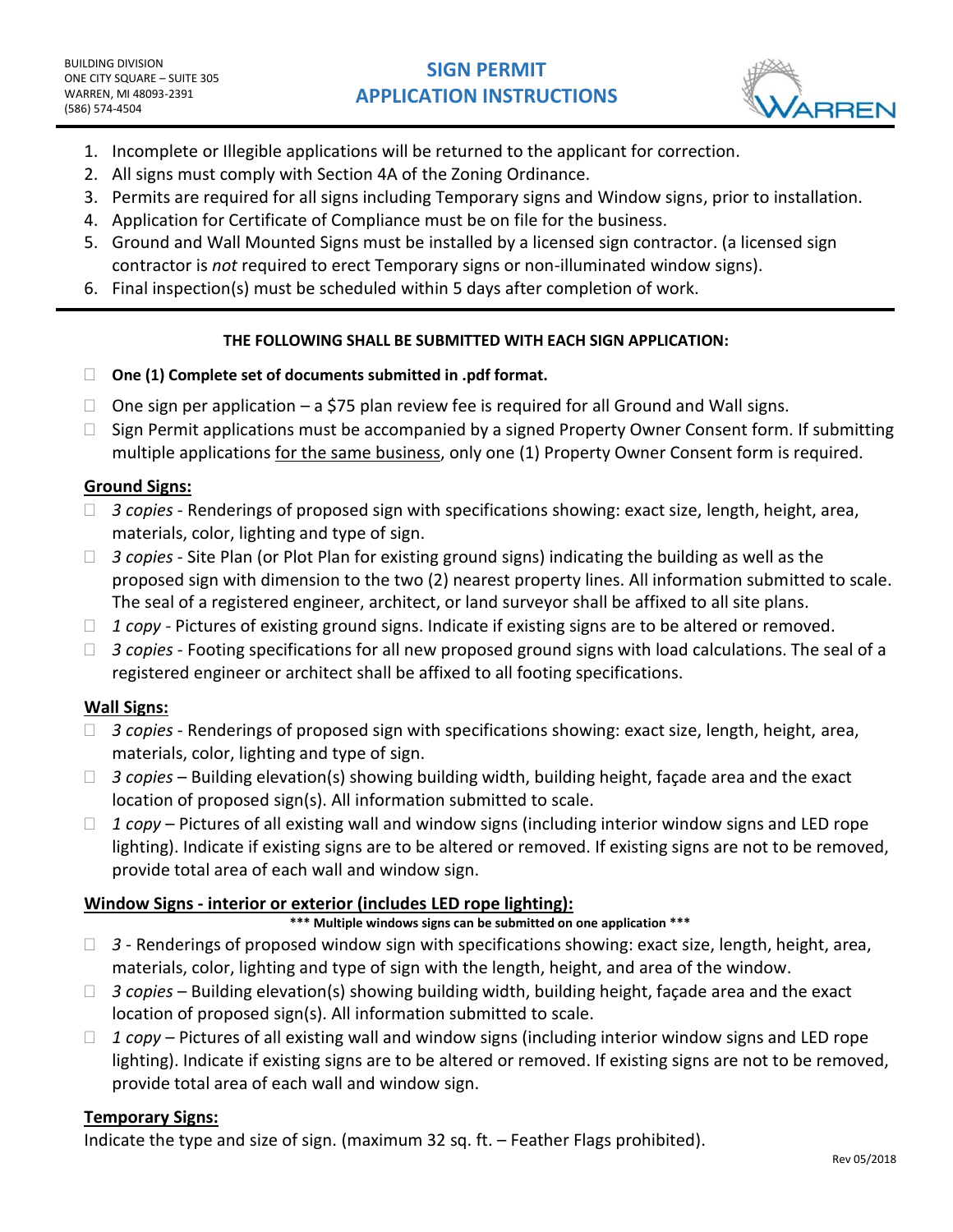BUILDING DIVISION
ONE CITY SQUARE – SUITE 305
WARREN, MI 48093-2391
(586) 574-4504

# SIGN PERMIT APPLICATION INSTRUCTIONS

1. Incomplete or Illegible applications will be returned to the applicant for correction.
2. All signs must comply with Section 4A of the Zoning Ordinance.
3. Permits are required for all signs including Temporary signs and Window signs, prior to installation.
4. Application for Certificate of Compliance must be on file for the business.
5. Ground and Wall Mounted Signs must be installed by a licensed sign contractor. (a licensed sign contractor is *not* required to erect Temporary signs or non-illuminated window signs).
6. Final inspection(s) must be scheduled within 5 days after completion of work.

---

**THE FOLLOWING SHALL BE SUBMITTED WITH EACH SIGN APPLICATION:**

- ☐ **One (1) Complete set of documents submitted in .pdf format.**
- ☐ One sign per application – a $75 plan review fee is required for all Ground and Wall signs.
- ☐ Sign Permit applications must be accompanied by a signed Property Owner Consent form. If submitting multiple applications <u>for the same business</u>, only one (1) Property Owner Consent form is required.

## <u>Ground Signs:</u>

- ☐ *3 copies* - Renderings of proposed sign with specifications showing: exact size, length, height, area, materials, color, lighting and type of sign.
- ☐ *3 copies* - Site Plan (or Plot Plan for existing ground signs) indicating the building as well as the proposed sign with dimension to the two (2) nearest property lines. All information submitted to scale. The seal of a registered engineer, architect, or land surveyor shall be affixed to all site plans.
- ☐ *1 copy* - Pictures of existing ground signs. Indicate if existing signs are to be altered or removed.
- ☐ *3 copies* - Footing specifications for all new proposed ground signs with load calculations. The seal of a registered engineer or architect shall be affixed to all footing specifications.

## <u>Wall Signs:</u>

- ☐ *3 copies* - Renderings of proposed sign with specifications showing: exact size, length, height, area, materials, color, lighting and type of sign.
- ☐ *3 copies* – Building elevation(s) showing building width, building height, façade area and the exact location of proposed sign(s). All information submitted to scale.
- ☐ *1 copy* – Pictures of all existing wall and window signs (including interior window signs and LED rope lighting). Indicate if existing signs are to be altered or removed. If existing signs are not to be removed, provide total area of each wall and window sign.

## <u>Window Signs - interior or exterior (includes LED rope lighting):</u>

**\*\*\* Multiple windows signs can be submitted on one application \*\*\***

- ☐ *3* - Renderings of proposed window sign with specifications showing: exact size, length, height, area, materials, color, lighting and type of sign with the length, height, and area of the window.
- ☐ *3 copies* – Building elevation(s) showing building width, building height, façade area and the exact location of proposed sign(s). All information submitted to scale.
- ☐ *1 copy* – Pictures of all existing wall and window signs (including interior window signs and LED rope lighting). Indicate if existing signs are to be altered or removed. If existing signs are not to be removed, provide total area of each wall and window sign.

## <u>Temporary Signs:</u>

Indicate the type and size of sign. (maximum 32 sq. ft. – Feather Flags prohibited).

Rev 05/2018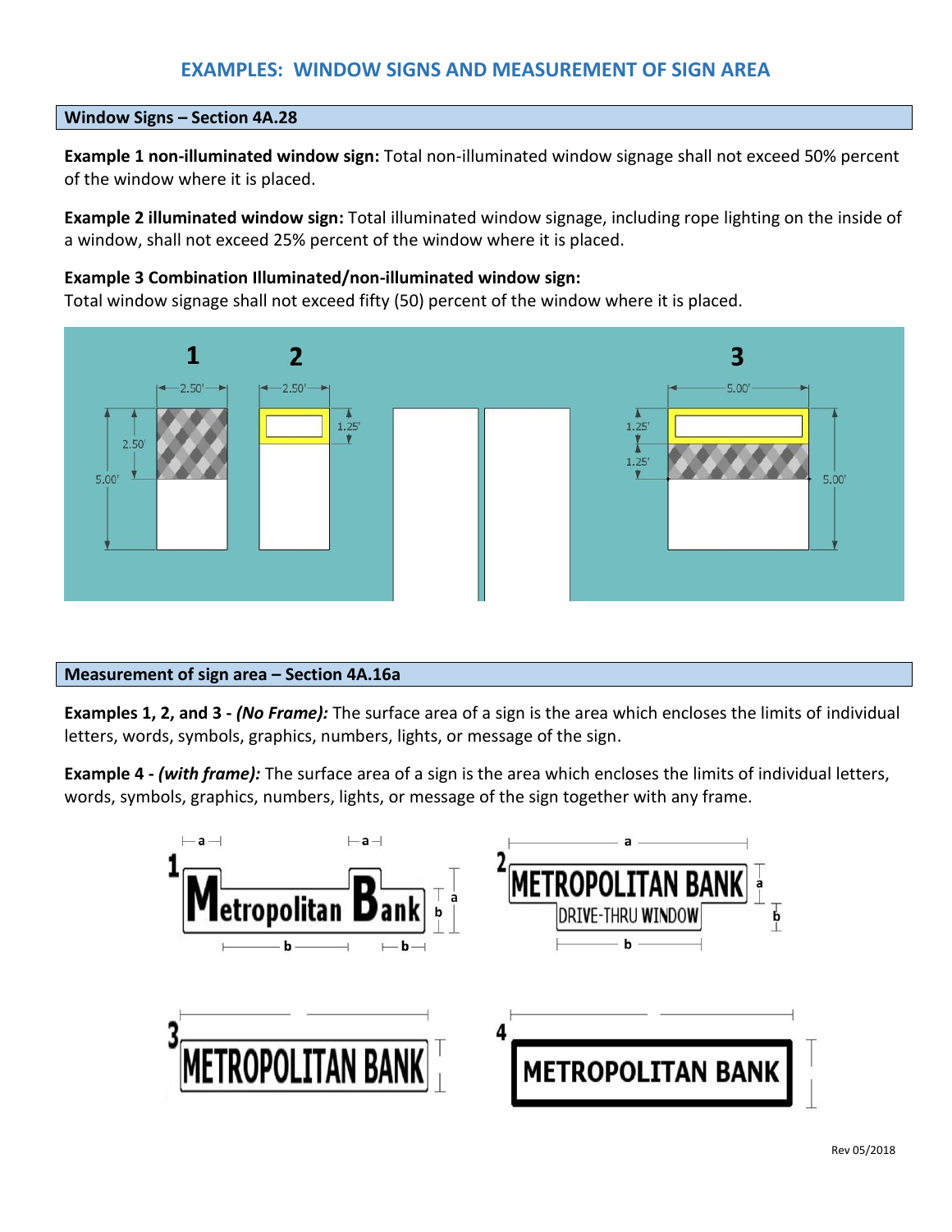# EXAMPLES: WINDOW SIGNS AND MEASUREMENT OF SIGN AREA

## Window Signs – Section 4A.28

**Example 1 non-illuminated window sign:** Total non-illuminated window signage shall not exceed 50% percent of the window where it is placed.

**Example 2 illuminated window sign:** Total illuminated window signage, including rope lighting on the inside of a window, shall not exceed 25% percent of the window where it is placed.

**Example 3 Combination Illuminated/non-illuminated window sign:**
Total window signage shall not exceed fifty (50) percent of the window where it is placed.

## Measurement of sign area – Section 4A.16a

**Examples 1, 2, and 3 -** ***(No Frame):*** The surface area of a sign is the area which encloses the limits of individual letters, words, symbols, graphics, numbers, lights, or message of the sign.

**Example 4 -** ***(with frame):*** The surface area of a sign is the area which encloses the limits of individual letters, words, symbols, graphics, numbers, lights, or message of the sign together with any frame.

Rev 05/2018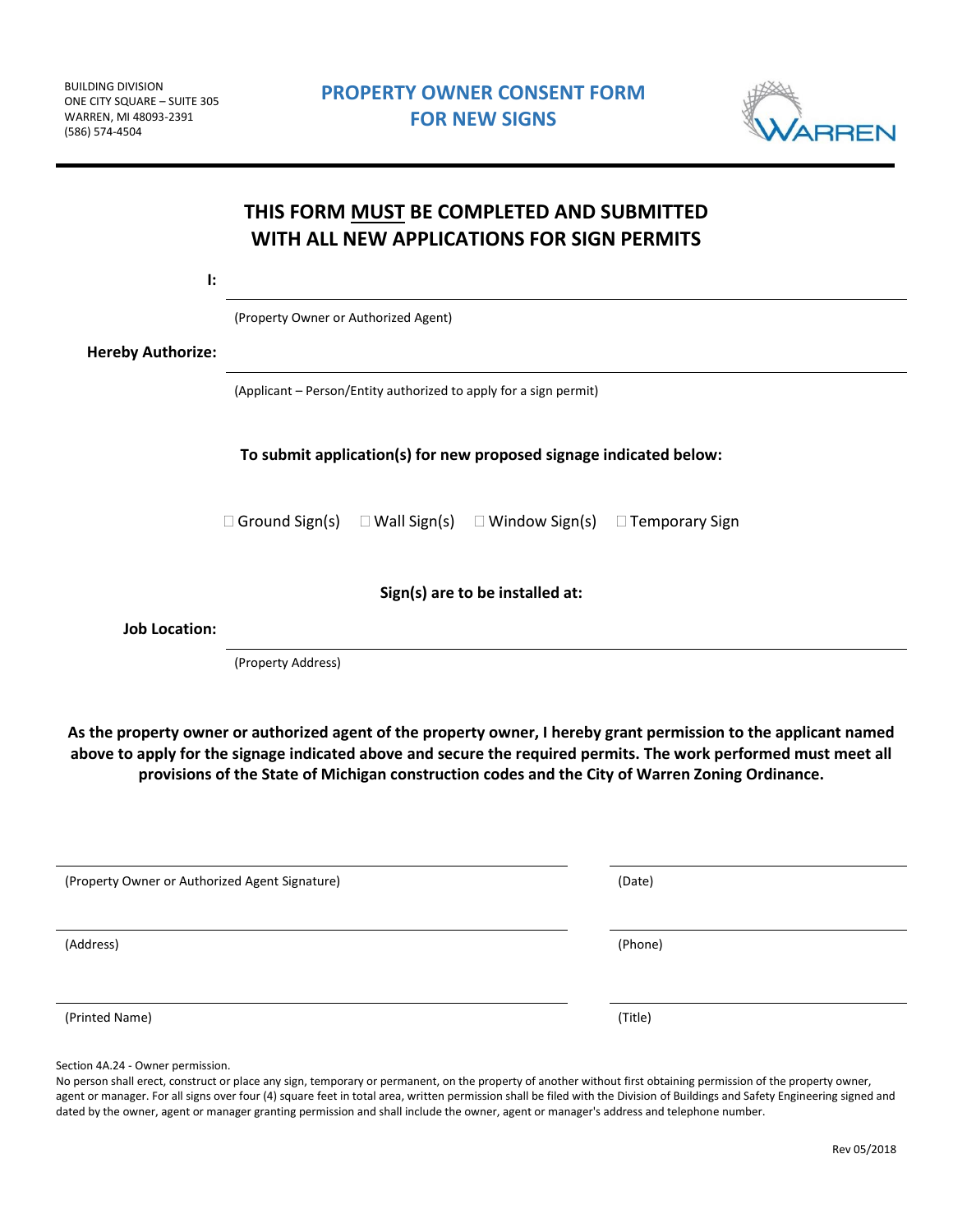BUILDING DIVISION
ONE CITY SQUARE – SUITE 305
WARREN, MI 48093-2391
(586) 574-4504

# PROPERTY OWNER CONSENT FORM FOR NEW SIGNS

WARREN

## THIS FORM MUST BE COMPLETED AND SUBMITTED WITH ALL NEW APPLICATIONS FOR SIGN PERMITS

**I:** ______________________________

(Property Owner or Authorized Agent)

**Hereby Authorize:** ______________________________

(Applicant – Person/Entity authorized to apply for a sign permit)

**To submit application(s) for new proposed signage indicated below:**

☐ Ground Sign(s) ☐ Wall Sign(s) ☐ Window Sign(s) ☐ Temporary Sign

**Sign(s) are to be installed at:**

**Job Location:** ______________________________

(Property Address)

**As the property owner or authorized agent of the property owner, I hereby grant permission to the applicant named above to apply for the signage indicated above and secure the required permits. The work performed must meet all provisions of the State of Michigan construction codes and the City of Warren Zoning Ordinance.**

______________________________ (Property Owner or Authorized Agent Signature) ______________ (Date)

______________________________ (Address) ______________ (Phone)

______________________________ (Printed Name) ______________ (Title)

Section 4A.24 - Owner permission.
No person shall erect, construct or place any sign, temporary or permanent, on the property of another without first obtaining permission of the property owner, agent or manager. For all signs over four (4) square feet in total area, written permission shall be filed with the Division of Buildings and Safety Engineering signed and dated by the owner, agent or manager granting permission and shall include the owner, agent or manager's address and telephone number.

Rev 05/2018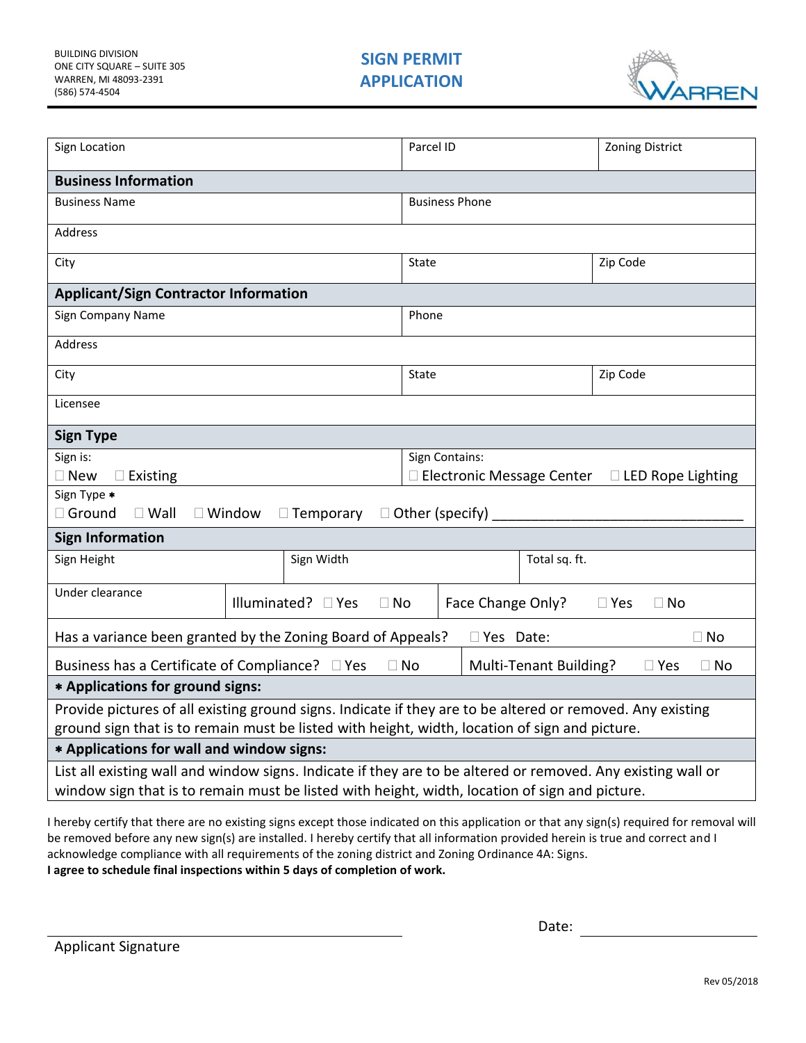BUILDING DIVISION
ONE CITY SQUARE – SUITE 305
WARREN, MI 48093-2391
(586) 574-4504

# SIGN PERMIT APPLICATION

WARREN

| Sign Location | Parcel ID | Zoning District |
|---|---|---|

**Business Information**

| Business Name | Business Phone | |
|---|---|---|
| Address | | |
| City | State | Zip Code |

**Applicant/Sign Contractor Information**

| Sign Company Name | Phone | |
|---|---|---|
| Address | | |
| City | State | Zip Code |
| Licensee | | |

**Sign Type**

Sign is: ☐ New ☐ Existing

Sign Contains: ☐ Electronic Message Center ☐ LED Rope Lighting

Sign Type ∗
☐ Ground ☐ Wall ☐ Window ☐ Temporary ☐ Other (specify) ______________________________

**Sign Information**

| Sign Height | Sign Width | Total sq. ft. |
|---|---|---|

| Under clearance | Illuminated? ☐ Yes ☐ No | Face Change Only? ☐ Yes ☐ No |
|---|---|---|

Has a variance been granted by the Zoning Board of Appeals? ☐ Yes Date: ☐ No

Business has a Certificate of Compliance? ☐ Yes ☐ No | Multi-Tenant Building? ☐ Yes ☐ No

**∗ Applications for ground signs:**

Provide pictures of all existing ground signs. Indicate if they are to be altered or removed. Any existing ground sign that is to remain must be listed with height, width, location of sign and picture.

**∗ Applications for wall and window signs:**

List all existing wall and window signs. Indicate if they are to be altered or removed. Any existing wall or window sign that is to remain must be listed with height, width, location of sign and picture.

I hereby certify that there are no existing signs except those indicated on this application or that any sign(s) required for removal will be removed before any new sign(s) are installed. I hereby certify that all information provided herein is true and correct and I acknowledge compliance with all requirements of the zoning district and Zoning Ordinance 4A: Signs.
**I agree to schedule final inspections within 5 days of completion of work.**

______________________________ Date: ______________________
Applicant Signature

Rev 05/2018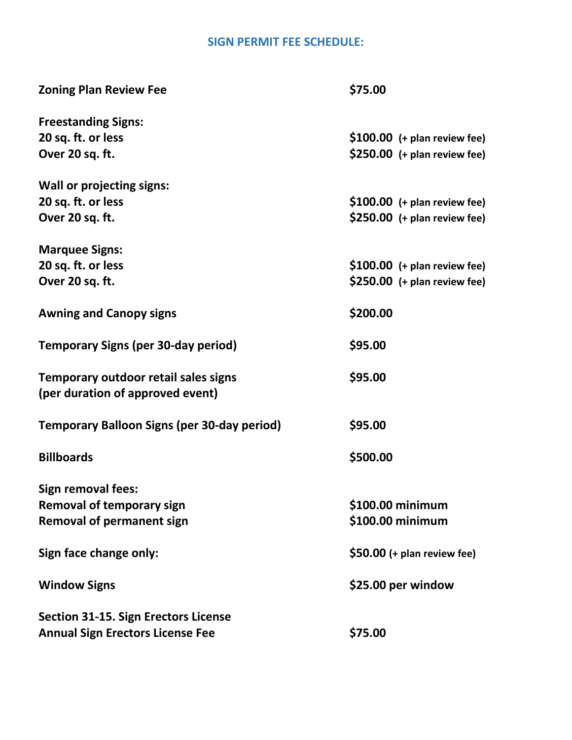## SIGN PERMIT FEE SCHEDULE:

| | |
|---|---|
| **Zoning Plan Review Fee** | **$75.00** |
| **Freestanding Signs:** | |
| **20 sq. ft. or less** | **$100.00 (+ plan review fee)** |
| **Over 20 sq. ft.** | **$250.00 (+ plan review fee)** |
| **Wall or projecting signs:** | |
| **20 sq. ft. or less** | **$100.00 (+ plan review fee)** |
| **Over 20 sq. ft.** | **$250.00 (+ plan review fee)** |
| **Marquee Signs:** | |
| **20 sq. ft. or less** | **$100.00 (+ plan review fee)** |
| **Over 20 sq. ft.** | **$250.00 (+ plan review fee)** |
| **Awning and Canopy signs** | **$200.00** |
| **Temporary Signs (per 30-day period)** | **$95.00** |
| **Temporary outdoor retail sales signs (per duration of approved event)** | **$95.00** |
| **Temporary Balloon Signs (per 30-day period)** | **$95.00** |
| **Billboards** | **$500.00** |
| **Sign removal fees:** | |
| **Removal of temporary sign** | **$100.00 minimum** |
| **Removal of permanent sign** | **$100.00 minimum** |
| **Sign face change only:** | **$50.00 (+ plan review fee)** |
| **Window Signs** | **$25.00 per window** |
| **Section 31-15. Sign Erectors License** | |
| **Annual Sign Erectors License Fee** | **$75.00** |